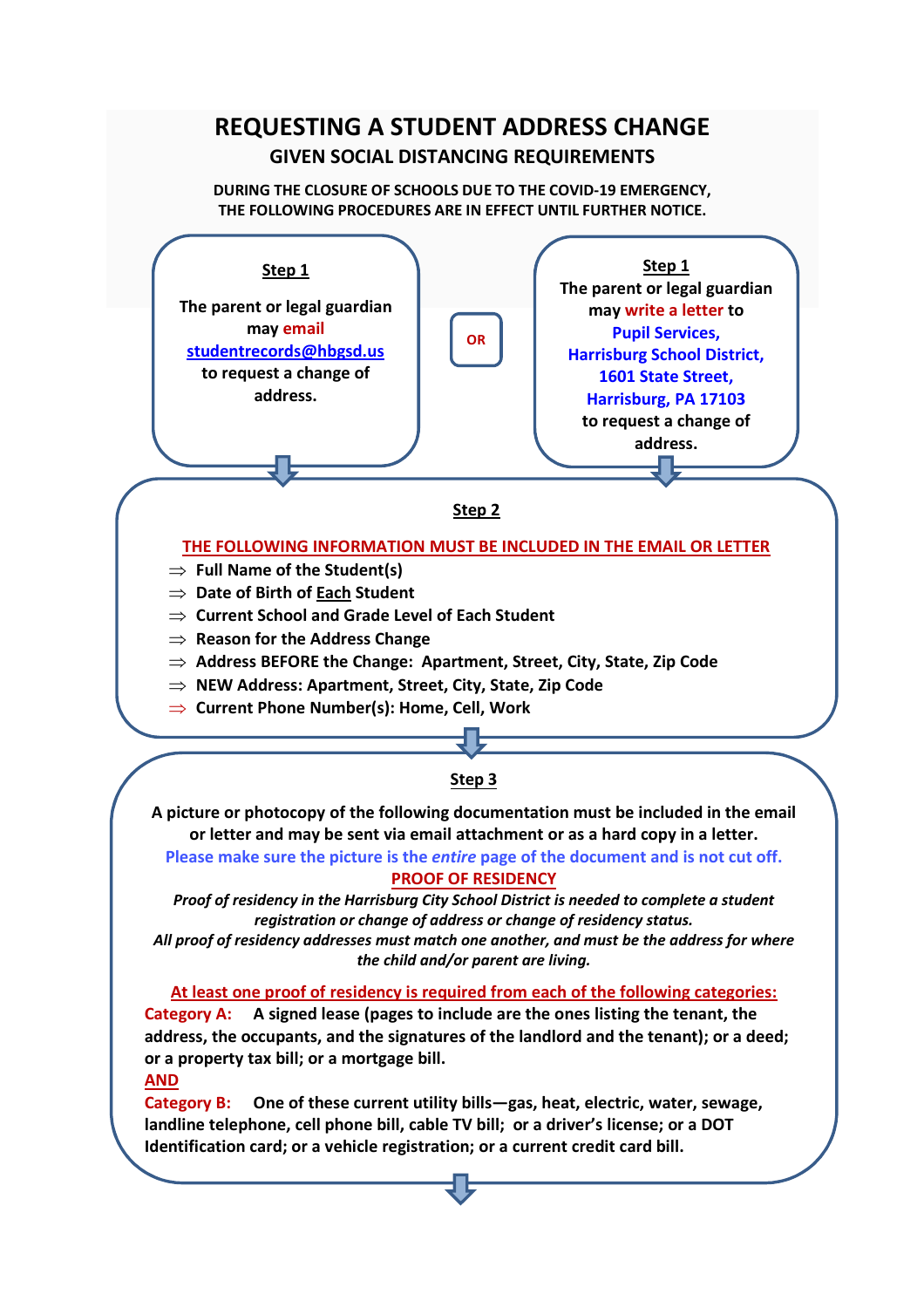# REQUESTING A STUDENT ADDRESS CHANGE

## GIVEN SOCIAL DISTANCING REQUIREMENTS

**DURING THE CLOSURE OF SCHOOLS DUE TO THE COVID-19 EMERGENCY, THE FOLLOWING PROCEDURES ARE IN EFFECT UNTIL FURTHER NOTICE.**

### Step 1

**The parent or legal guardian may email studentrecords@hbgsd.us to request a change of address.**

**OR**

### Step 1

**The parent or legal guardian may write a letter to Pupil Services, Harrisburg School District, 1601 State Street, Harrisburg, PA 17103 to request a change of address.**

### Step 2

**THE FOLLOWING INFORMATION MUST BE INCLUDED IN THE EMAIL OR LETTER**

- ⇒ **Full Name of the Student(s)**
- ⇒ **Date of Birth of Each Student**
- ⇒ **Current School and Grade Level of Each Student**
- ⇒ **Reason for the Address Change**
- ⇒ **Address BEFORE the Change: Apartment, Street, City, State, Zip Code**
- ⇒ **NEW Address: Apartment, Street, City, State, Zip Code**
- ⇒ **Current Phone Number(s): Home, Cell, Work**

### Step 3

**A picture or photocopy of the following documentation must be included in the email or letter and may be sent via email attachment or as a hard copy in a letter.**

**Please make sure the picture is the *entire* page of the document and is not cut off.**

**PROOF OF RESIDENCY**

***Proof of residency in the Harrisburg City School District is needed to complete a student registration or change of address or change of residency status.***

***All proof of residency addresses must match one another, and must be the address for where the child and/or parent are living.***

**At least one proof of residency is required from each of the following categories:**

**Category A:** **A signed lease (pages to include are the ones listing the tenant, the address, the occupants, and the signatures of the landlord and the tenant); or a deed; or a property tax bill; or a mortgage bill.**

**AND**

**Category B:** **One of these current utility bills—gas, heat, electric, water, sewage, landline telephone, cell phone bill, cable TV bill; or a driver's license; or a DOT Identification card; or a vehicle registration; or a current credit card bill.**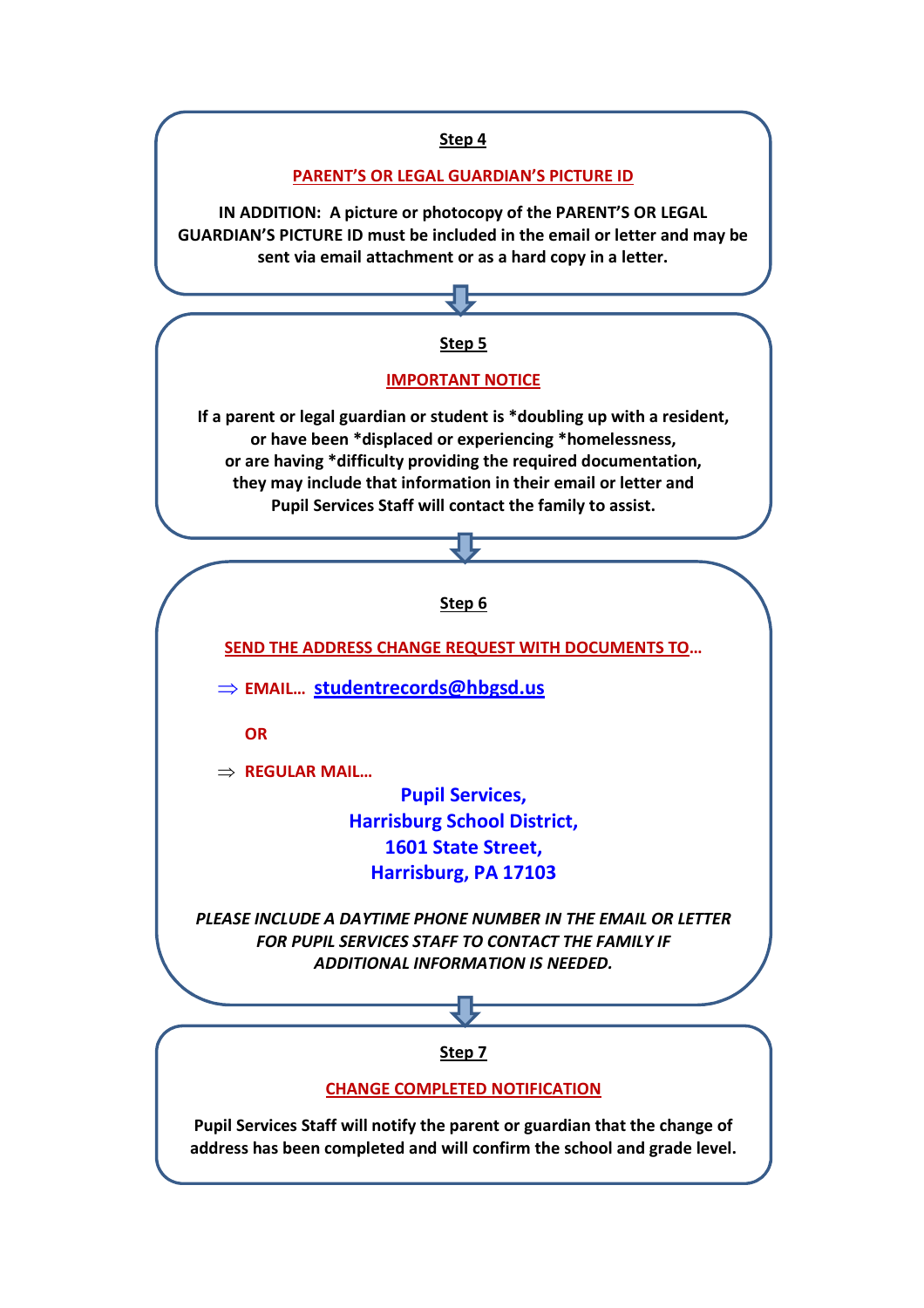**Step 4**

**PARENT'S OR LEGAL GUARDIAN'S PICTURE ID**

**IN ADDITION: A picture or photocopy of the PARENT'S OR LEGAL GUARDIAN'S PICTURE ID must be included in the email or letter and may be sent via email attachment or as a hard copy in a letter.**

**Step 5**

**IMPORTANT NOTICE**

**If a parent or legal guardian or student is *doubling up with a resident, or have been *displaced or experiencing *homelessness, or are having *difficulty providing the required documentation, they may include that information in their email or letter and Pupil Services Staff will contact the family to assist.**

**Step 6**

**SEND THE ADDRESS CHANGE REQUEST WITH DOCUMENTS TO…**

⇒ **EMAIL… studentrecords@hbgsd.us**

**OR**

⇒ **REGULAR MAIL…**

**Pupil Services,**
**Harrisburg School District,**
**1601 State Street,**
**Harrisburg, PA 17103**

***PLEASE INCLUDE A DAYTIME PHONE NUMBER IN THE EMAIL OR LETTER FOR PUPIL SERVICES STAFF TO CONTACT THE FAMILY IF ADDITIONAL INFORMATION IS NEEDED.***

**Step 7**

**CHANGE COMPLETED NOTIFICATION**

**Pupil Services Staff will notify the parent or guardian that the change of address has been completed and will confirm the school and grade level.**